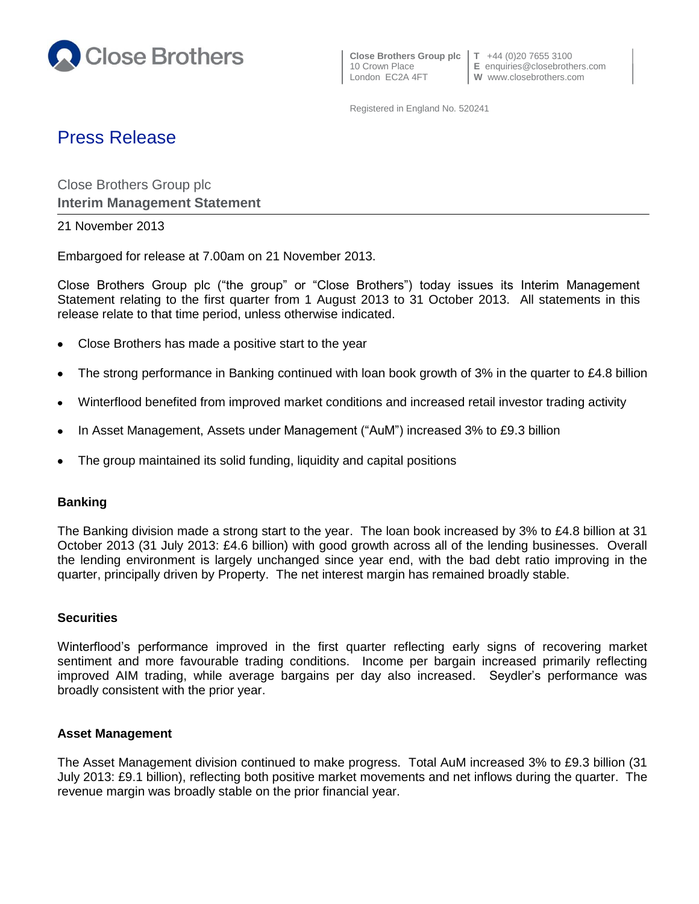Close Brothers

**Close Brothers Group plc**
10 Crown Place
London EC2A 4FT

**T** +44 (0)20 7655 3100
**E** enquiries@closebrothers.com
**W** www.closebrothers.com

Registered in England No. 520241

# Press Release

## Close Brothers Group plc
## **Interim Management Statement**

21 November 2013

Embargoed for release at 7.00am on 21 November 2013.

Close Brothers Group plc ("the group" or "Close Brothers") today issues its Interim Management Statement relating to the first quarter from 1 August 2013 to 31 October 2013. All statements in this release relate to that time period, unless otherwise indicated.

- Close Brothers has made a positive start to the year
- The strong performance in Banking continued with loan book growth of 3% in the quarter to £4.8 billion
- Winterflood benefited from improved market conditions and increased retail investor trading activity
- In Asset Management, Assets under Management ("AuM") increased 3% to £9.3 billion
- The group maintained its solid funding, liquidity and capital positions

### Banking

The Banking division made a strong start to the year. The loan book increased by 3% to £4.8 billion at 31 October 2013 (31 July 2013: £4.6 billion) with good growth across all of the lending businesses. Overall the lending environment is largely unchanged since year end, with the bad debt ratio improving in the quarter, principally driven by Property. The net interest margin has remained broadly stable.

### Securities

Winterflood's performance improved in the first quarter reflecting early signs of recovering market sentiment and more favourable trading conditions. Income per bargain increased primarily reflecting improved AIM trading, while average bargains per day also increased. Seydler's performance was broadly consistent with the prior year.

### Asset Management

The Asset Management division continued to make progress. Total AuM increased 3% to £9.3 billion (31 July 2013: £9.1 billion), reflecting both positive market movements and net inflows during the quarter. The revenue margin was broadly stable on the prior financial year.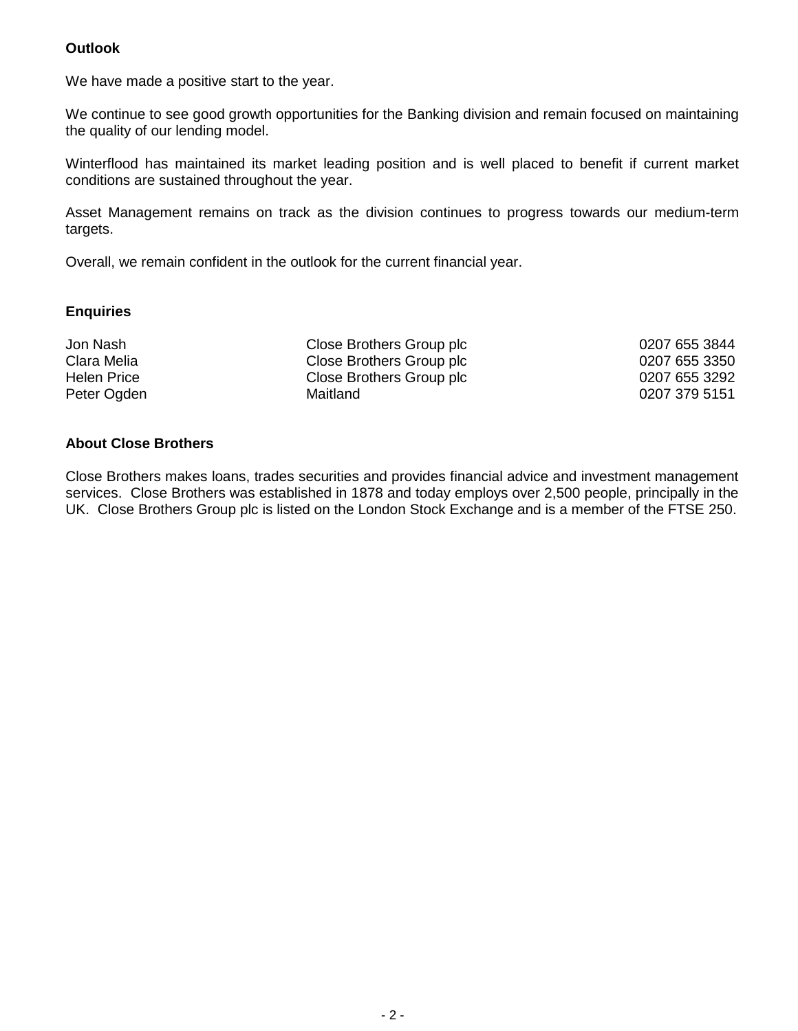**Outlook**

We have made a positive start to the year.

We continue to see good growth opportunities for the Banking division and remain focused on maintaining the quality of our lending model.

Winterflood has maintained its market leading position and is well placed to benefit if current market conditions are sustained throughout the year.

Asset Management remains on track as the division continues to progress towards our medium-term targets.

Overall, we remain confident in the outlook for the current financial year.

**Enquiries**

| | | |
|---|---|---|
| Jon Nash | Close Brothers Group plc | 0207 655 3844 |
| Clara Melia | Close Brothers Group plc | 0207 655 3350 |
| Helen Price | Close Brothers Group plc | 0207 655 3292 |
| Peter Ogden | Maitland | 0207 379 5151 |

**About Close Brothers**

Close Brothers makes loans, trades securities and provides financial advice and investment management services. Close Brothers was established in 1878 and today employs over 2,500 people, principally in the UK. Close Brothers Group plc is listed on the London Stock Exchange and is a member of the FTSE 250.